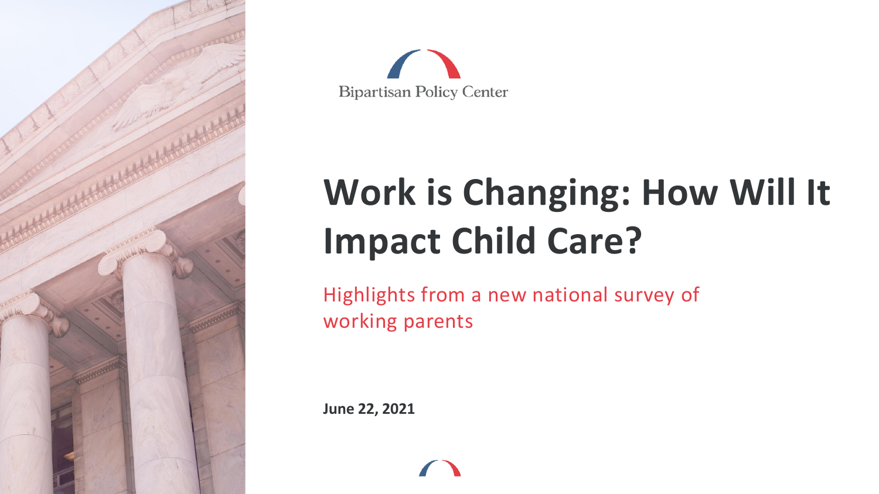Bipartisan Policy Center

# Work is Changing: How Will It Impact Child Care?

Highlights from a new national survey of working parents

**June 22, 2021**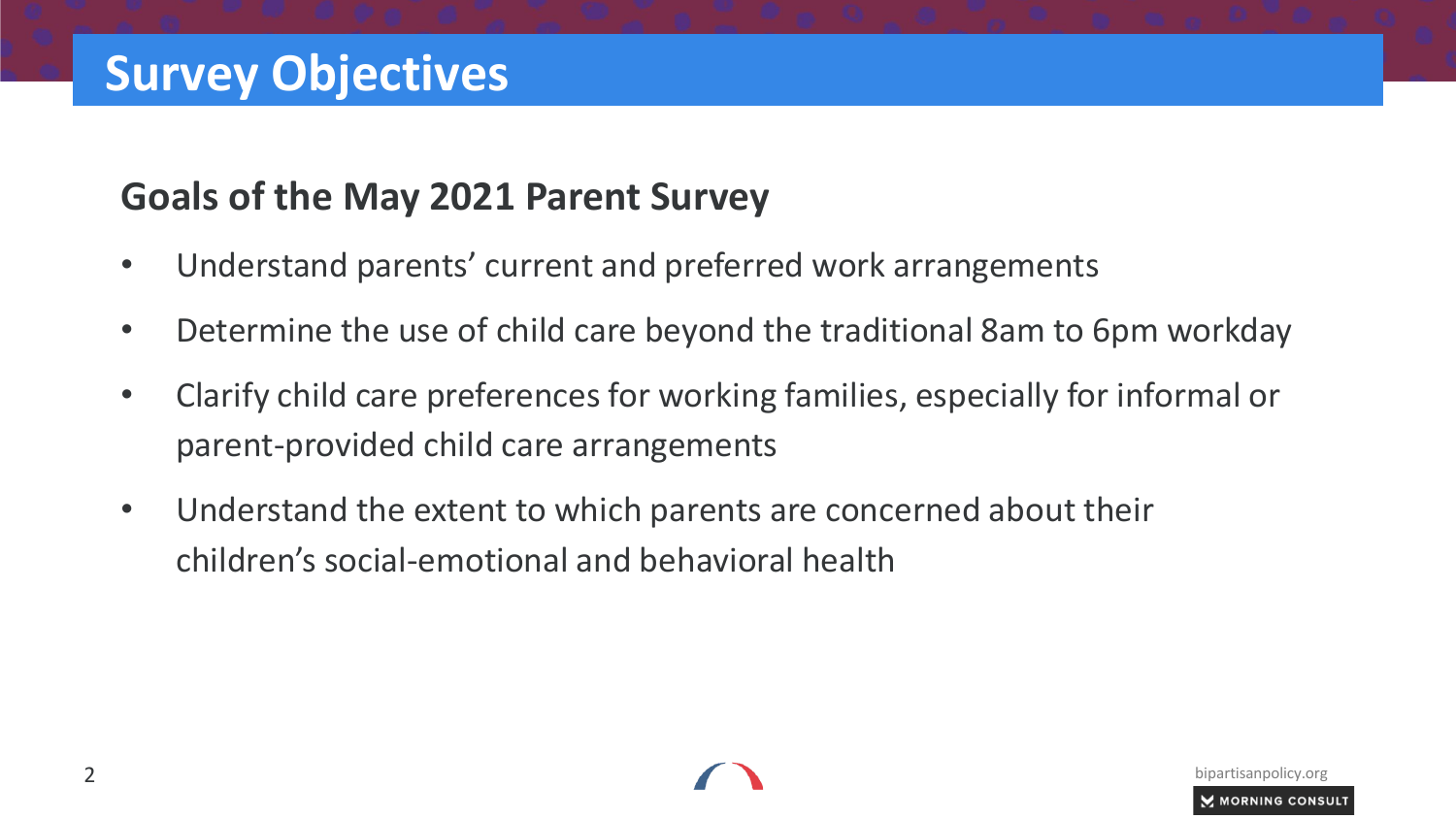# Survey Objectives

## Goals of the May 2021 Parent Survey

- Understand parents' current and preferred work arrangements
- Determine the use of child care beyond the traditional 8am to 6pm workday
- Clarify child care preferences for working families, especially for informal or parent-provided child care arrangements
- Understand the extent to which parents are concerned about their children's social-emotional and behavioral health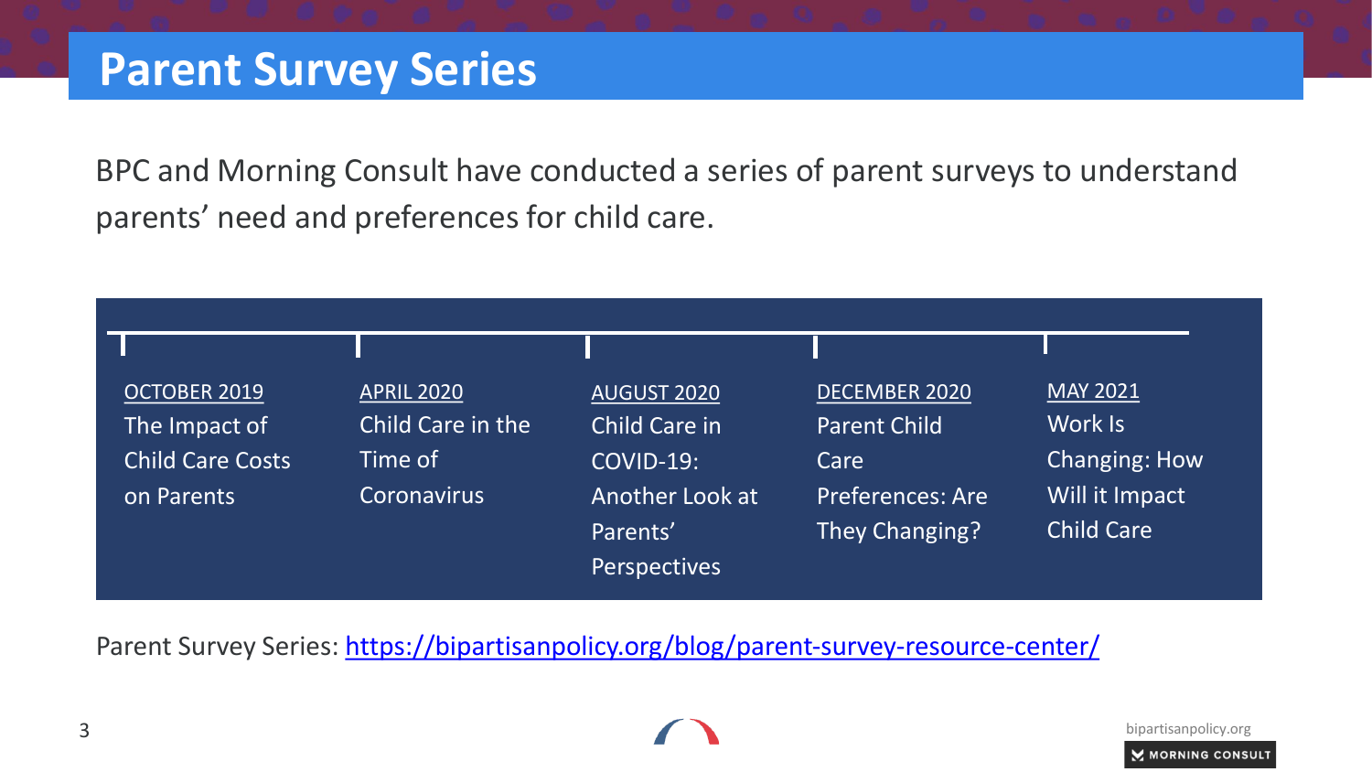# Parent Survey Series

BPC and Morning Consult have conducted a series of parent surveys to understand parents' need and preferences for child care.

- OCTOBER 2019 — The Impact of Child Care Costs on Parents
- APRIL 2020 — Child Care in the Time of Coronavirus
- AUGUST 2020 — Child Care in COVID-19: Another Look at Parents' Perspectives
- DECEMBER 2020 — Parent Child Care Preferences: Are They Changing?
- MAY 2021 — Work Is Changing: How Will it Impact Child Care

Parent Survey Series: https://bipartisanpolicy.org/blog/parent-survey-resource-center/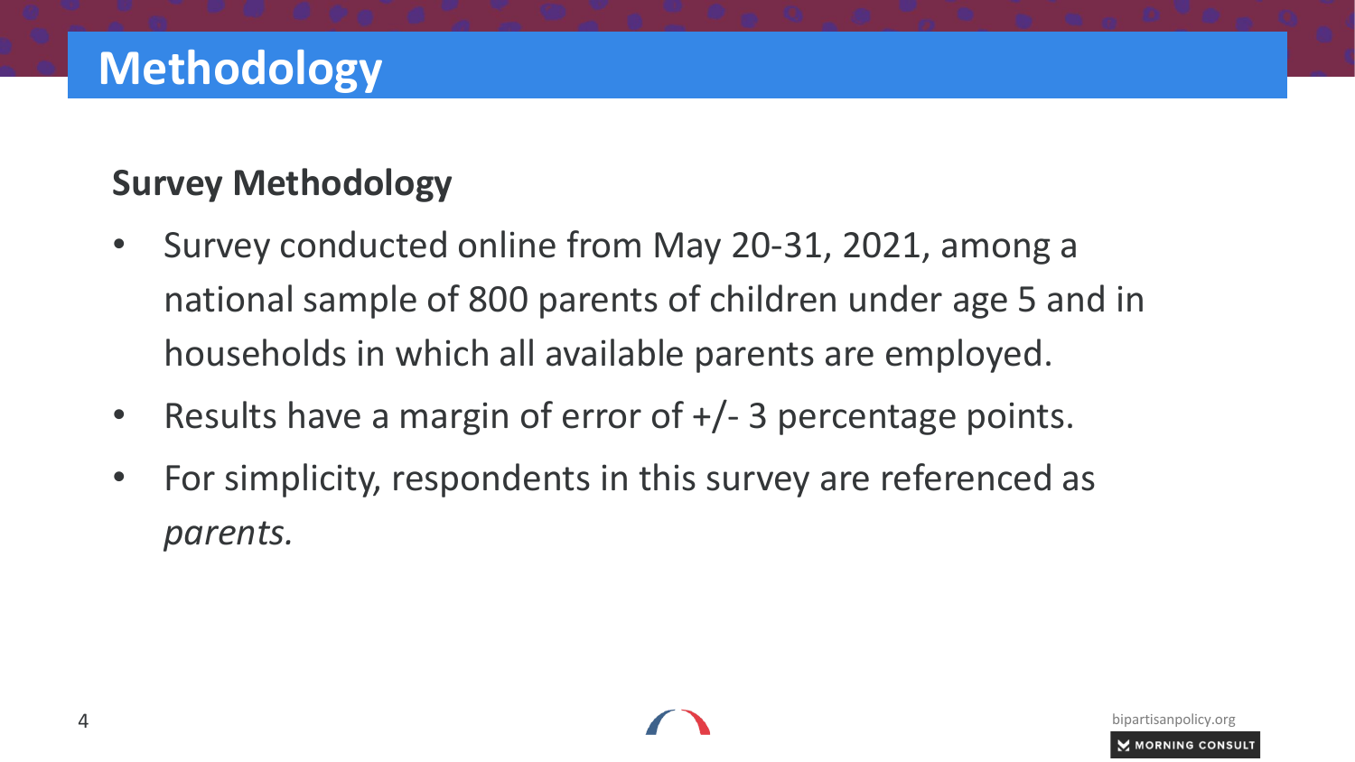# Methodology

## Survey Methodology

- Survey conducted online from May 20-31, 2021, among a national sample of 800 parents of children under age 5 and in households in which all available parents are employed.
- Results have a margin of error of +/- 3 percentage points.
- For simplicity, respondents in this survey are referenced as *parents.*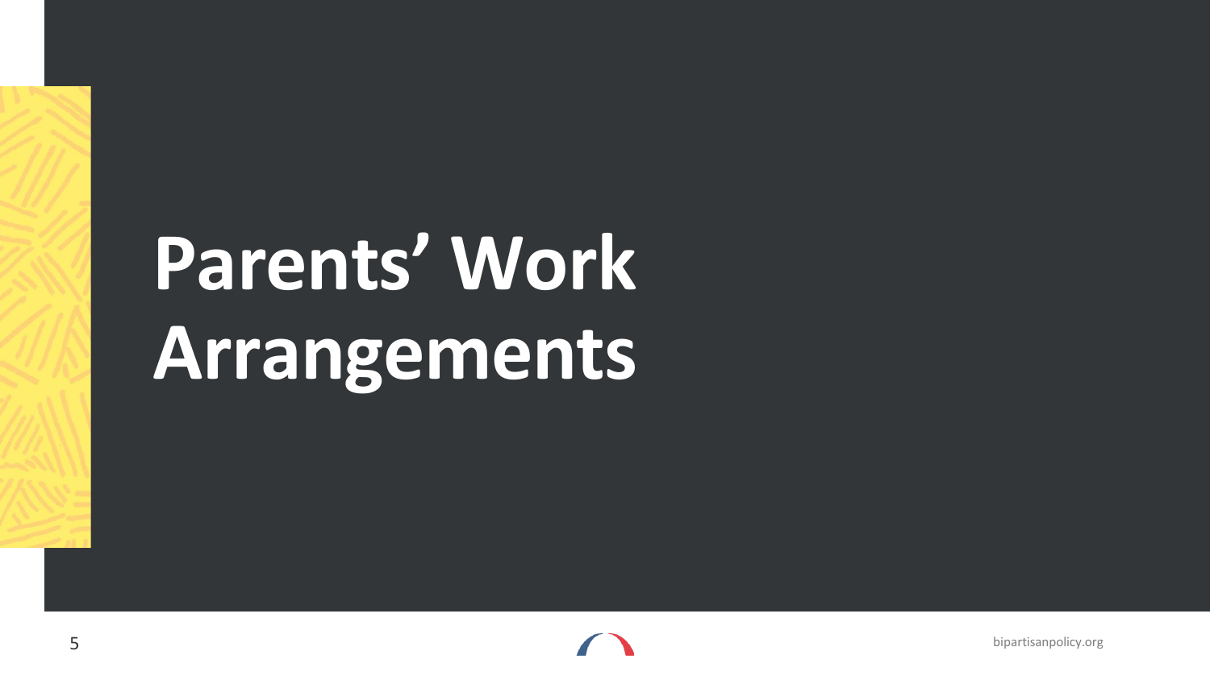# Parents' Work Arrangements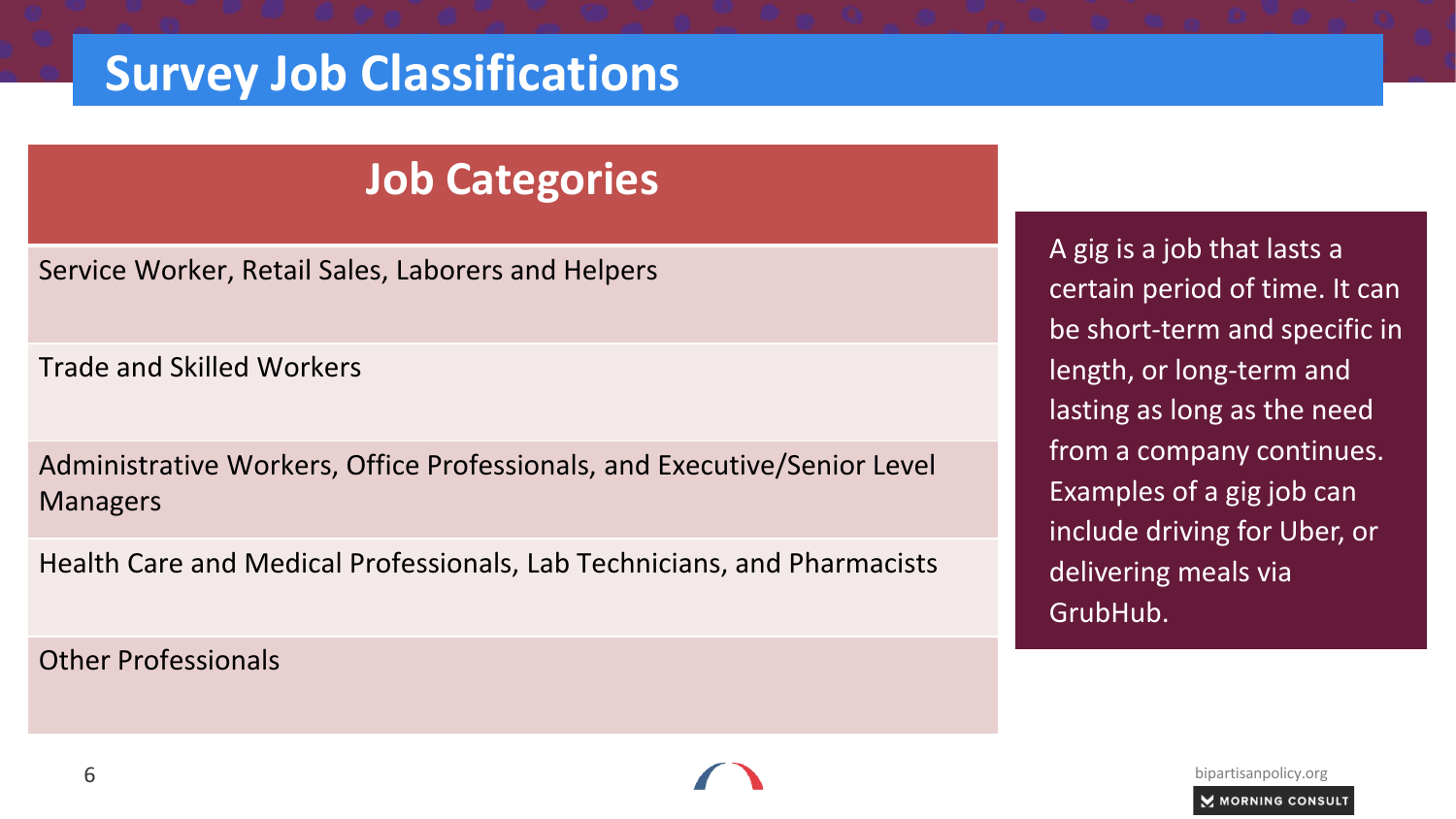# Survey Job Classifications

| Job Categories |
| --- |
| Service Worker, Retail Sales, Laborers and Helpers |
| Trade and Skilled Workers |
| Administrative Workers, Office Professionals, and Executive/Senior Level Managers |
| Health Care and Medical Professionals, Lab Technicians, and Pharmacists |
| Other Professionals |

A gig is a job that lasts a certain period of time. It can be short-term and specific in length, or long-term and lasting as long as the need from a company continues. Examples of a gig job can include driving for Uber, or delivering meals via GrubHub.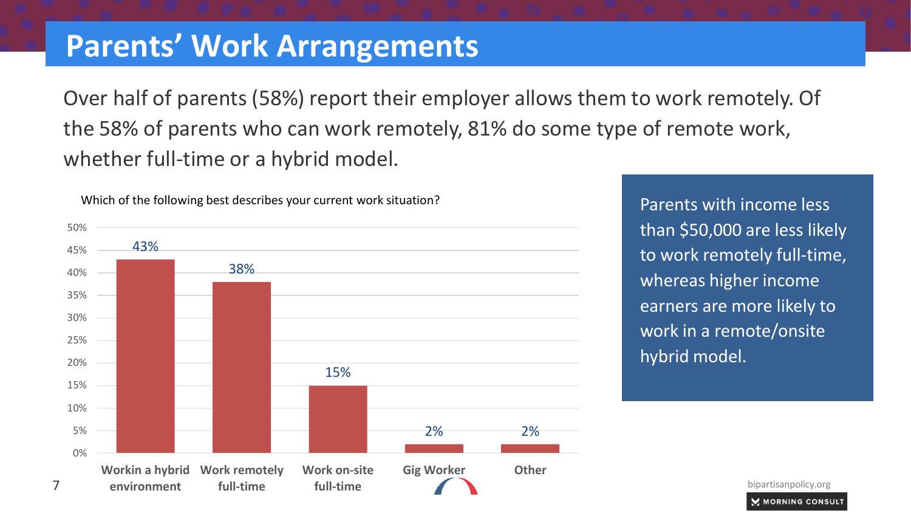# Parents' Work Arrangements

Over half of parents (58%) report their employer allows them to work remotely. Of the 58% of parents who can work remotely, 81% do some type of remote work, whether full-time or a hybrid model.

Which of the following best describes your current work situation?

| Response | Percent |
| --- | --- |
| Workin a hybrid environment | 43% |
| Work remotely full-time | 38% |
| Work on-site full-time | 15% |
| Gig Worker | 2% |
| Other | 2% |

Parents with income less than $50,000 are less likely to work remotely full-time, whereas higher income earners are more likely to work in a remote/onsite hybrid model.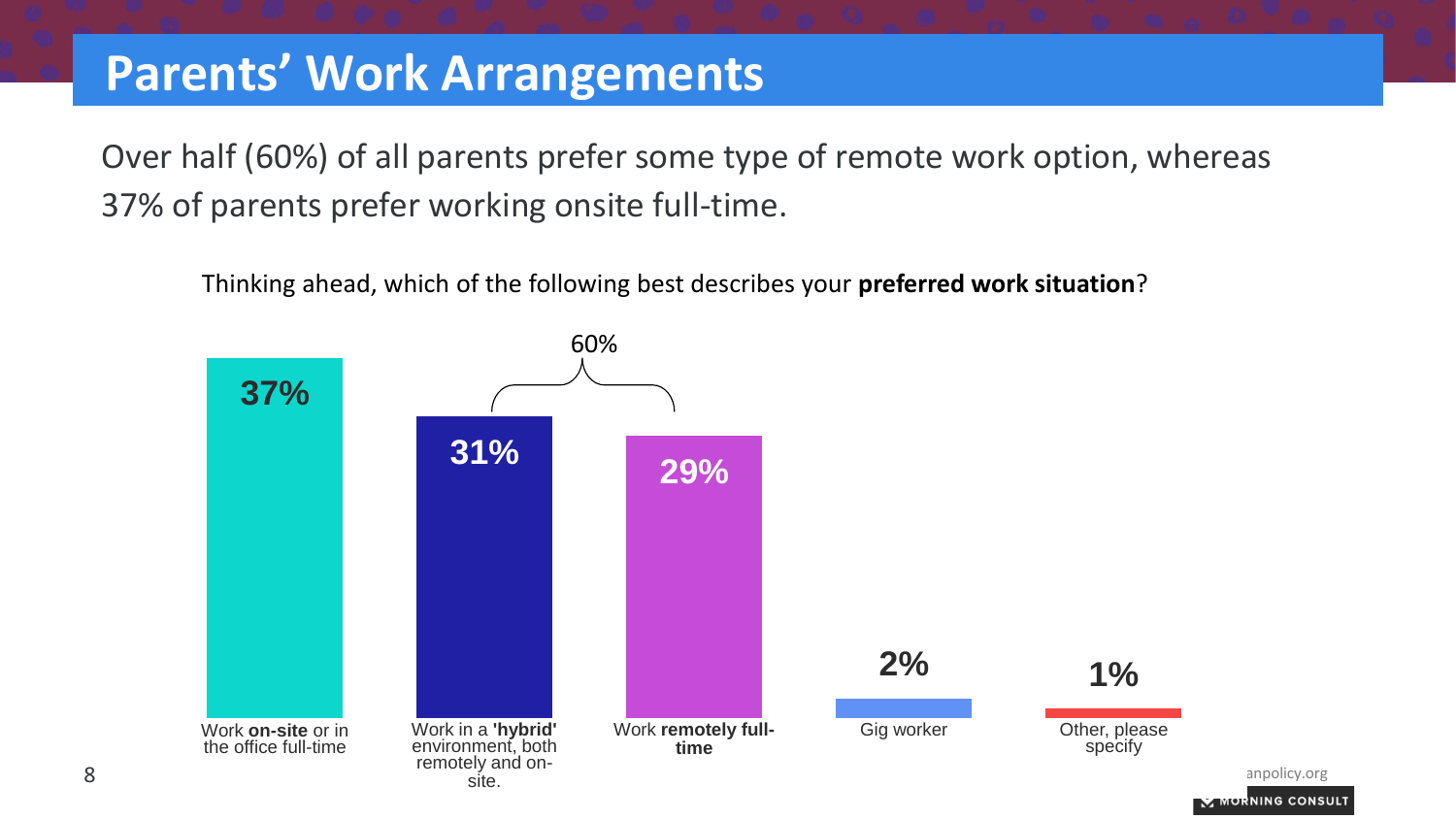# Parents' Work Arrangements

Over half (60%) of all parents prefer some type of remote work option, whereas 37% of parents prefer working onsite full-time.

Thinking ahead, which of the following best describes your **preferred work situation**?

| Preferred work situation | Percent |
| --- | --- |
| Work **on-site** or in the office full-time | 37% |
| Work in a **'hybrid'** environment, both remotely and on-site. | 31% |
| Work **remotely full-time** | 29% |
| Gig worker | 2% |
| Other, please specify | 1% |

Hybrid and remote full-time combined: 60%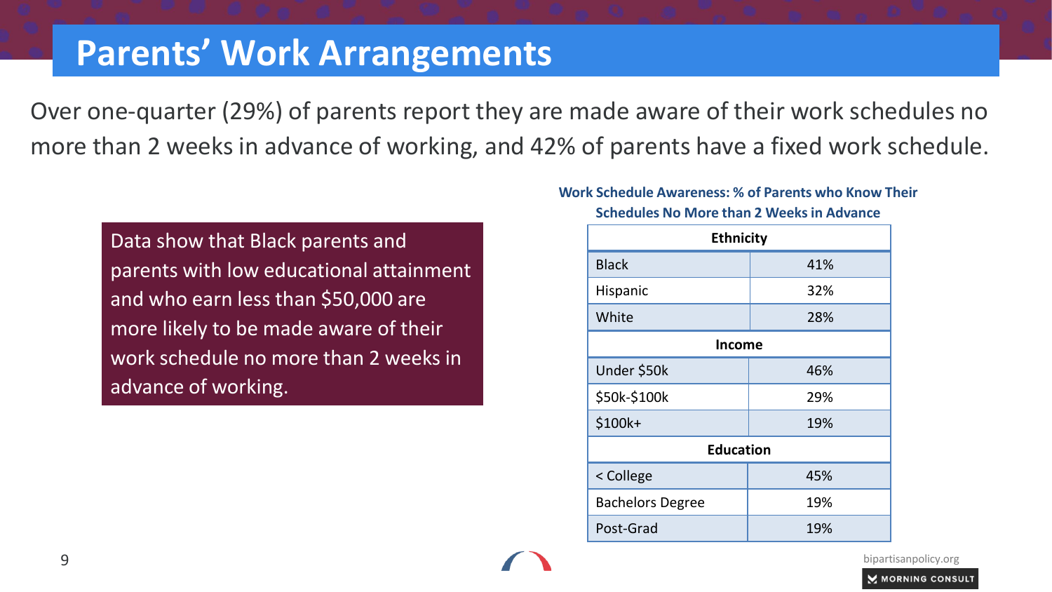# Parents' Work Arrangements

Over one-quarter (29%) of parents report they are made aware of their work schedules no more than 2 weeks in advance of working, and 42% of parents have a fixed work schedule.

Data show that Black parents and parents with low educational attainment and who earn less than $50,000 are more likely to be made aware of their work schedule no more than 2 weeks in advance of working.

**Work Schedule Awareness: % of Parents who Know Their Schedules No More than 2 Weeks in Advance**

| **Ethnicity** | |
|---|---|
| Black | 41% |
| Hispanic | 32% |
| White | 28% |
| **Income** | |
| Under $50k | 46% |
| $50k-$100k | 29% |
| $100k+ | 19% |
| **Education** | |
| < College | 45% |
| Bachelors Degree | 19% |
| Post-Grad | 19% |

bipartisanpolicy.org

MORNING CONSULT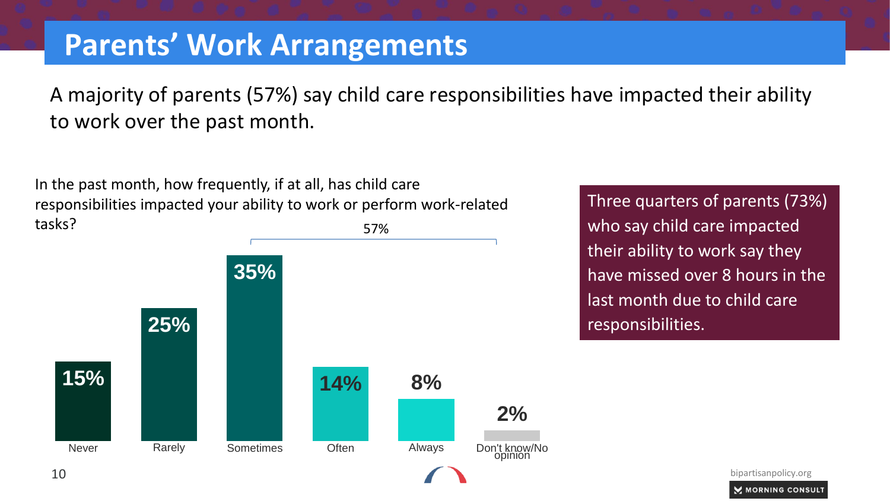# Parents' Work Arrangements

A majority of parents (57%) say child care responsibilities have impacted their ability to work over the past month.

In the past month, how frequently, if at all, has child care responsibilities impacted your ability to work or perform work-related tasks?

| Response | Percentage |
|---|---|
| Never | 15% |
| Rarely | 25% |
| Sometimes | 35% |
| Often | 14% |
| Always | 8% |
| Don't know/No opinion | 2% |

Sometimes + Often + Always: 57%

Three quarters of parents (73%) who say child care impacted their ability to work say they have missed over 8 hours in the last month due to child care responsibilities.

bipartisanpolicy.org

MORNING CONSULT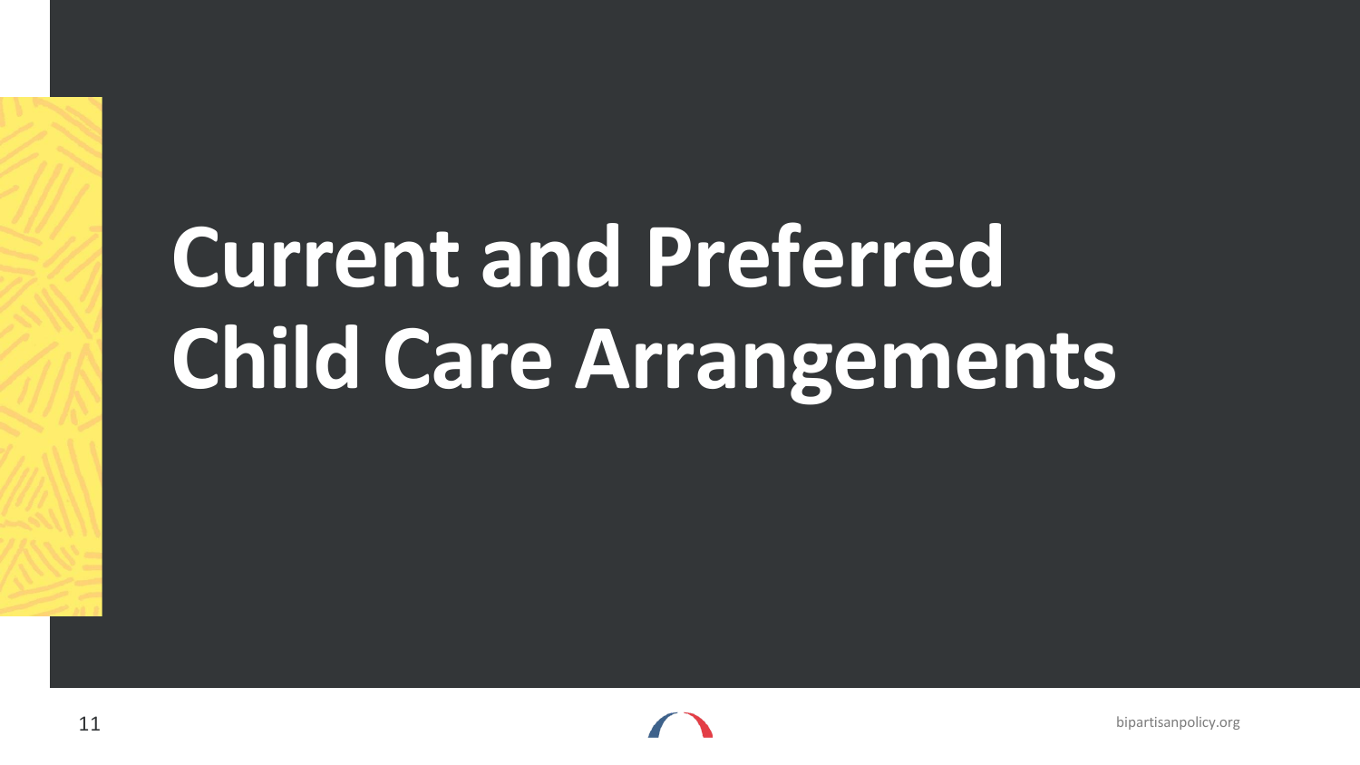# Current and Preferred Child Care Arrangements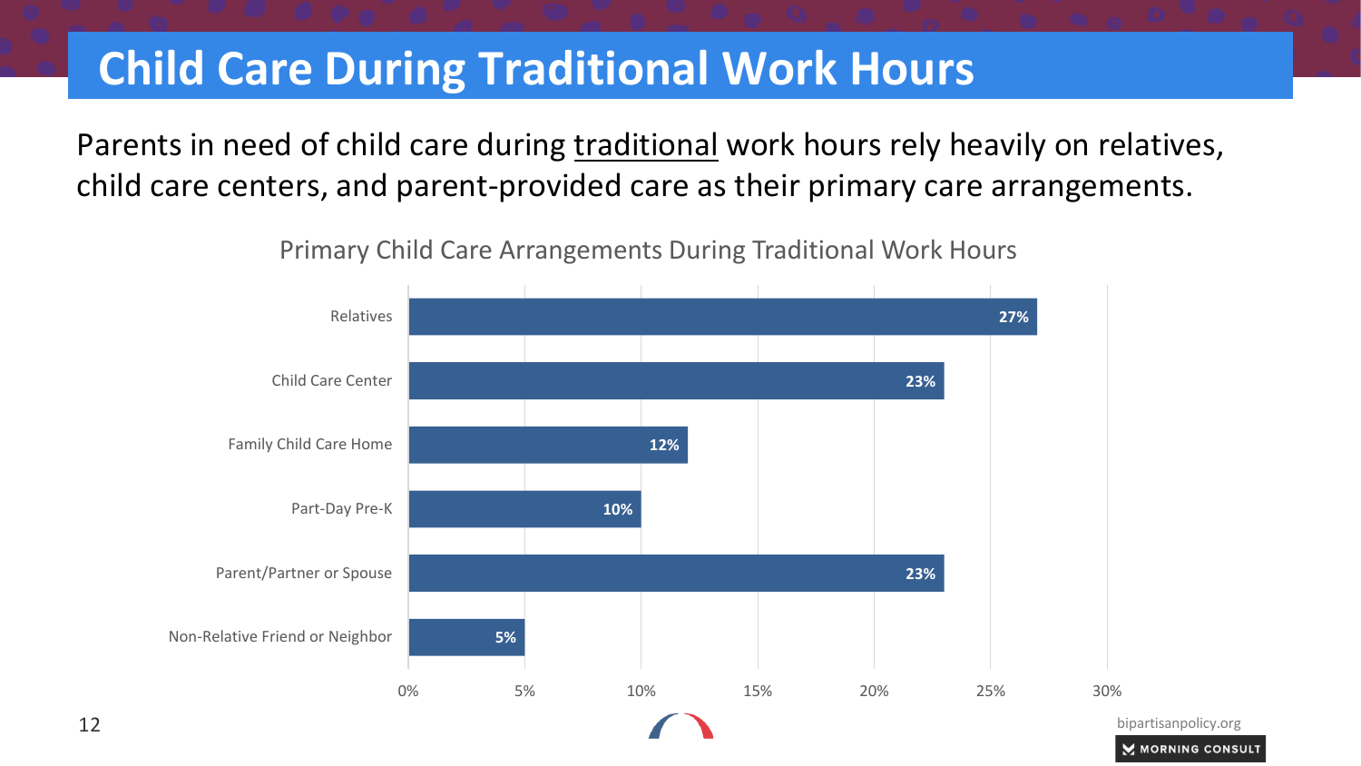# Child Care During Traditional Work Hours

Parents in need of child care during traditional work hours rely heavily on relatives, child care centers, and parent-provided care as their primary care arrangements.

**Primary Child Care Arrangements During Traditional Work Hours**

| Arrangement | Percentage |
| --- | --- |
| Relatives | 27% |
| Child Care Center | 23% |
| Family Child Care Home | 12% |
| Part-Day Pre-K | 10% |
| Parent/Partner or Spouse | 23% |
| Non-Relative Friend or Neighbor | 5% |

bipartisanpolicy.org

MORNING CONSULT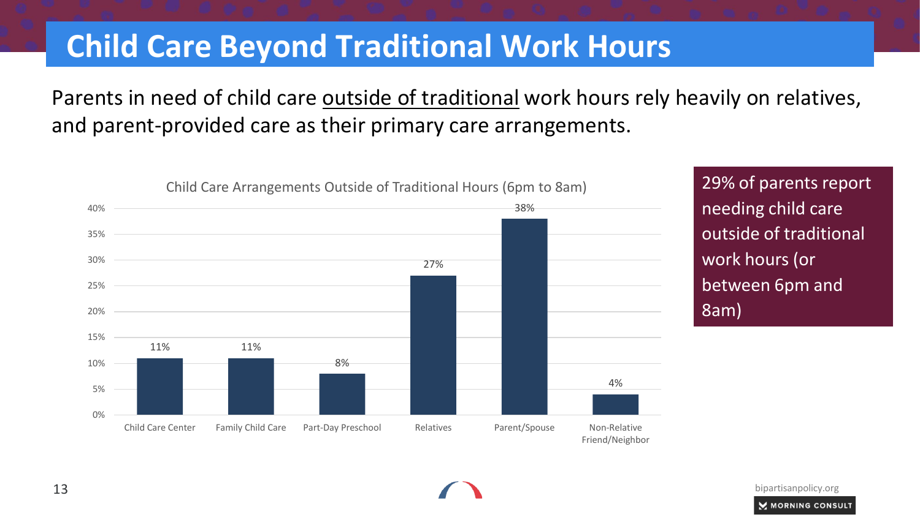# Child Care Beyond Traditional Work Hours

Parents in need of child care outside of traditional work hours rely heavily on relatives, and parent-provided care as their primary care arrangements.

**Child Care Arrangements Outside of Traditional Hours (6pm to 8am)**

| Arrangement | Percentage |
| --- | --- |
| Child Care Center | 11% |
| Family Child Care | 11% |
| Part-Day Preschool | 8% |
| Relatives | 27% |
| Parent/Spouse | 38% |
| Non-Relative Friend/Neighbor | 4% |

29% of parents report needing child care outside of traditional work hours (or between 6pm and 8am)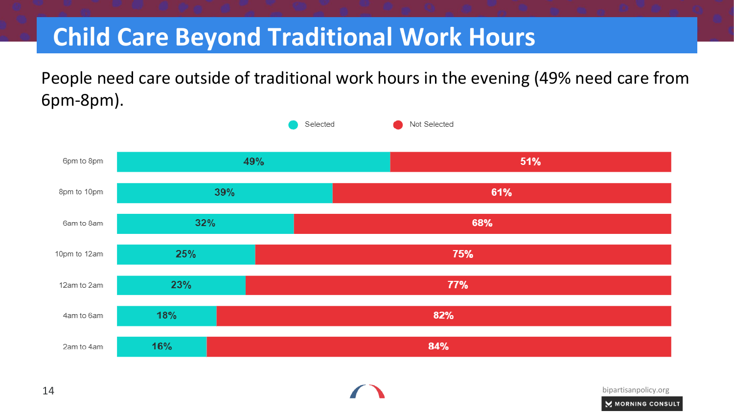# Child Care Beyond Traditional Work Hours

People need care outside of traditional work hours in the evening (49% need care from 6pm-8pm).

| | Selected | Not Selected |
|---|---|---|
| 6pm to 8pm | 49% | 51% |
| 8pm to 10pm | 39% | 61% |
| 6am to 8am | 32% | 68% |
| 10pm to 12am | 25% | 75% |
| 12am to 2am | 23% | 77% |
| 4am to 6am | 18% | 82% |
| 2am to 4am | 16% | 84% |

bipartisanpolicy.org

MORNING CONSULT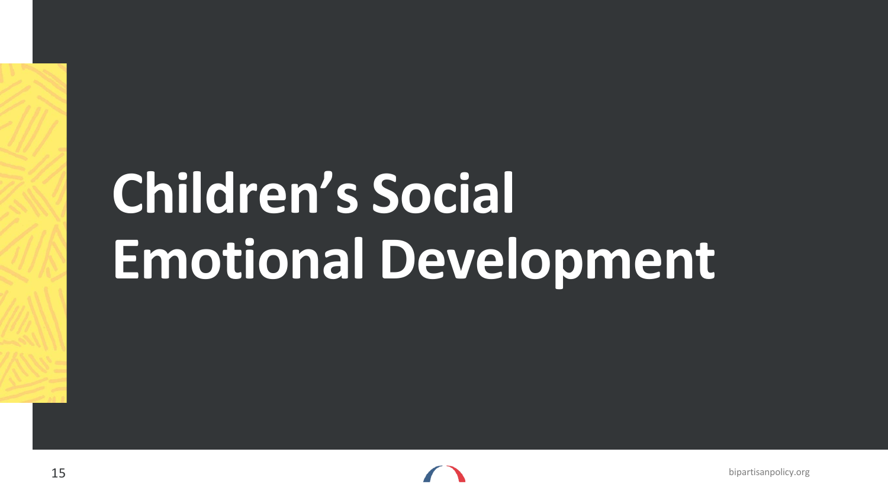# Children's Social Emotional Development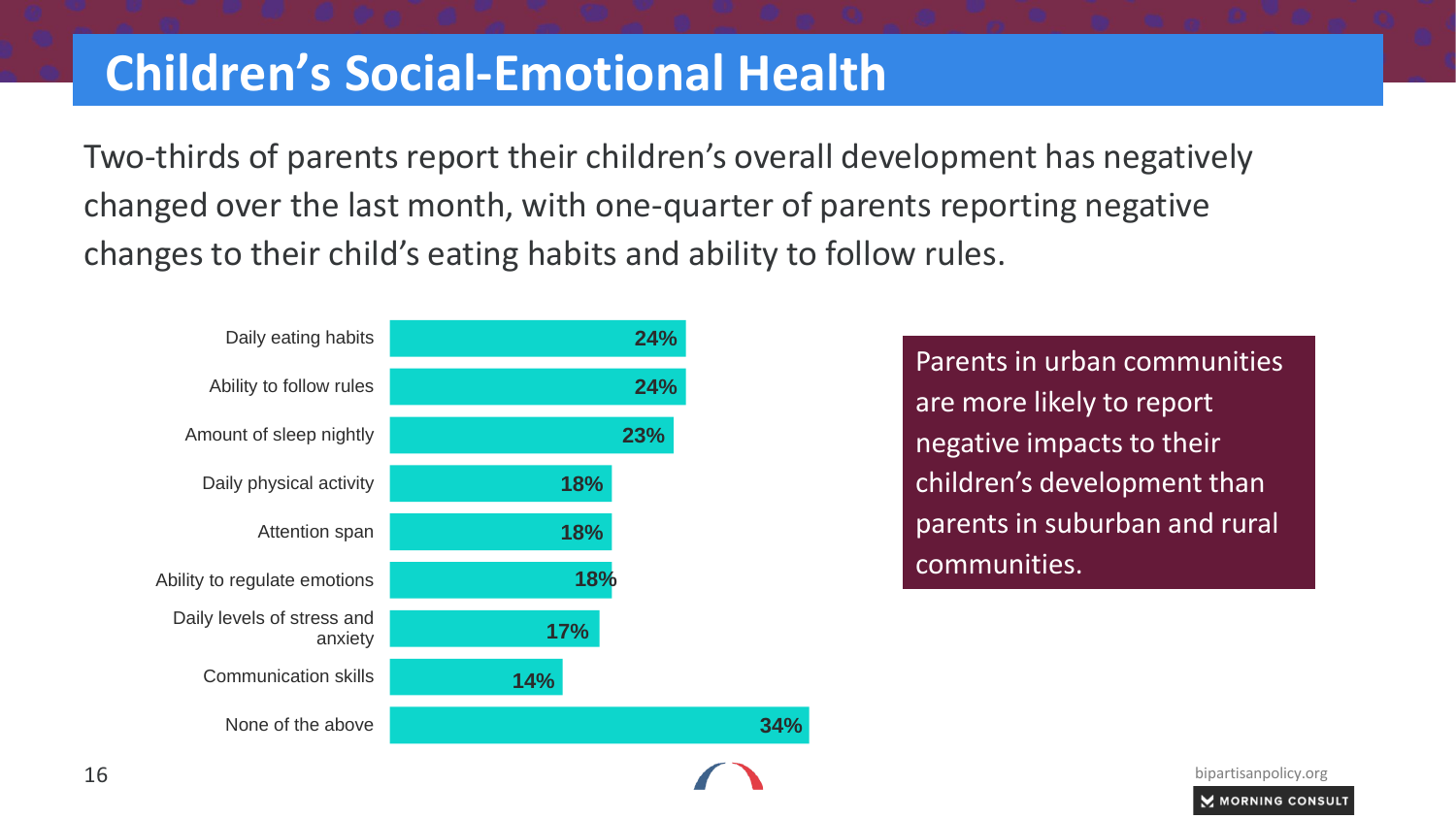# Children's Social-Emotional Health

Two-thirds of parents report their children's overall development has negatively changed over the last month, with one-quarter of parents reporting negative changes to their child's eating habits and ability to follow rules.

| Category | Percent |
| --- | --- |
| Daily eating habits | 24% |
| Ability to follow rules | 24% |
| Amount of sleep nightly | 23% |
| Daily physical activity | 18% |
| Attention span | 18% |
| Ability to regulate emotions | 18% |
| Daily levels of stress and anxiety | 17% |
| Communication skills | 14% |
| None of the above | 34% |

Parents in urban communities are more likely to report negative impacts to their children's development than parents in suburban and rural communities.

bipartisanpolicy.org

MORNING CONSULT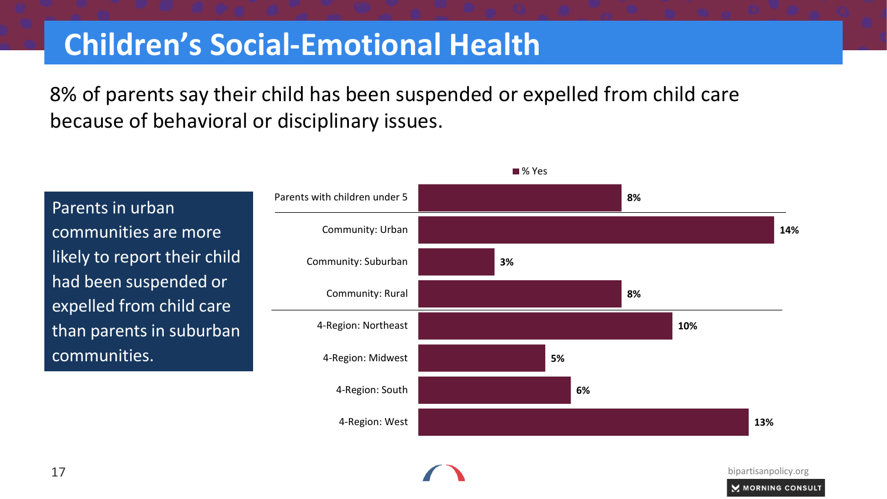# Children's Social-Emotional Health

8% of parents say their child has been suspended or expelled from child care because of behavioral or disciplinary issues.

Parents in urban communities are more likely to report their child had been suspended or expelled from child care than parents in suburban communities.

| | % Yes |
|---|---|
| Parents with children under 5 | 8% |
| Community: Urban | 14% |
| Community: Suburban | 3% |
| Community: Rural | 8% |
| 4-Region: Northeast | 10% |
| 4-Region: Midwest | 5% |
| 4-Region: South | 6% |
| 4-Region: West | 13% |

bipartisanpolicy.org

MORNING CONSULT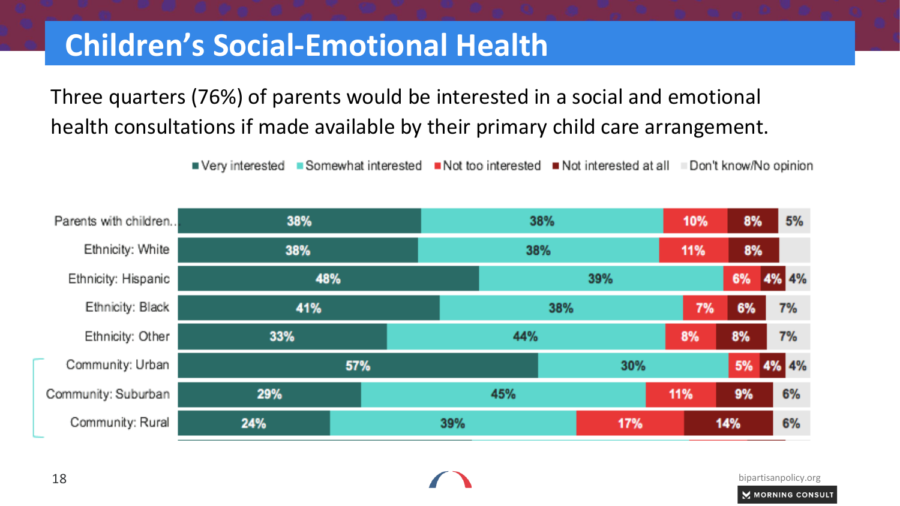# Children's Social-Emotional Health

Three quarters (76%) of parents would be interested in a social and emotional health consultations if made available by their primary child care arrangement.

| | Very interested | Somewhat interested | Not too interested | Not interested at all | Don't know/No opinion |
|---|---|---|---|---|---|
| Parents with children.. | 38% | 38% | 10% | 8% | 5% |
| Ethnicity: White | 38% | 38% | 11% | 8% | |
| Ethnicity: Hispanic | 48% | 39% | 6% | 4% | 4% |
| Ethnicity: Black | 41% | 38% | 7% | 6% | 7% |
| Ethnicity: Other | 33% | 44% | 8% | 8% | 7% |
| Community: Urban | 57% | 30% | 5% | 4% | 4% |
| Community: Suburban | 29% | 45% | 11% | 9% | 6% |
| Community: Rural | 24% | 39% | 17% | 14% | 6% |

bipartisanpolicy.org

MORNING CONSULT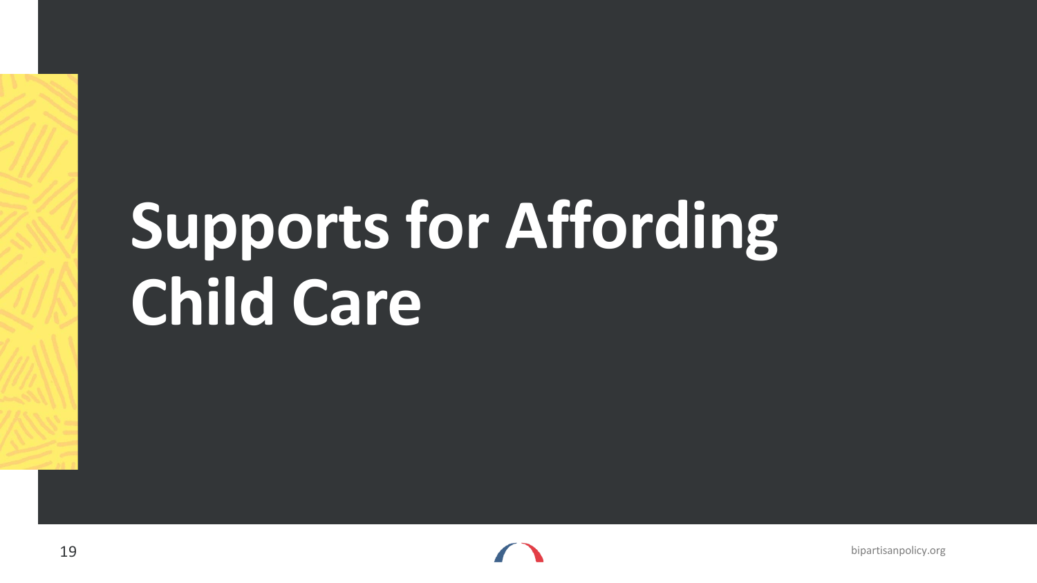# Supports for Affording Child Care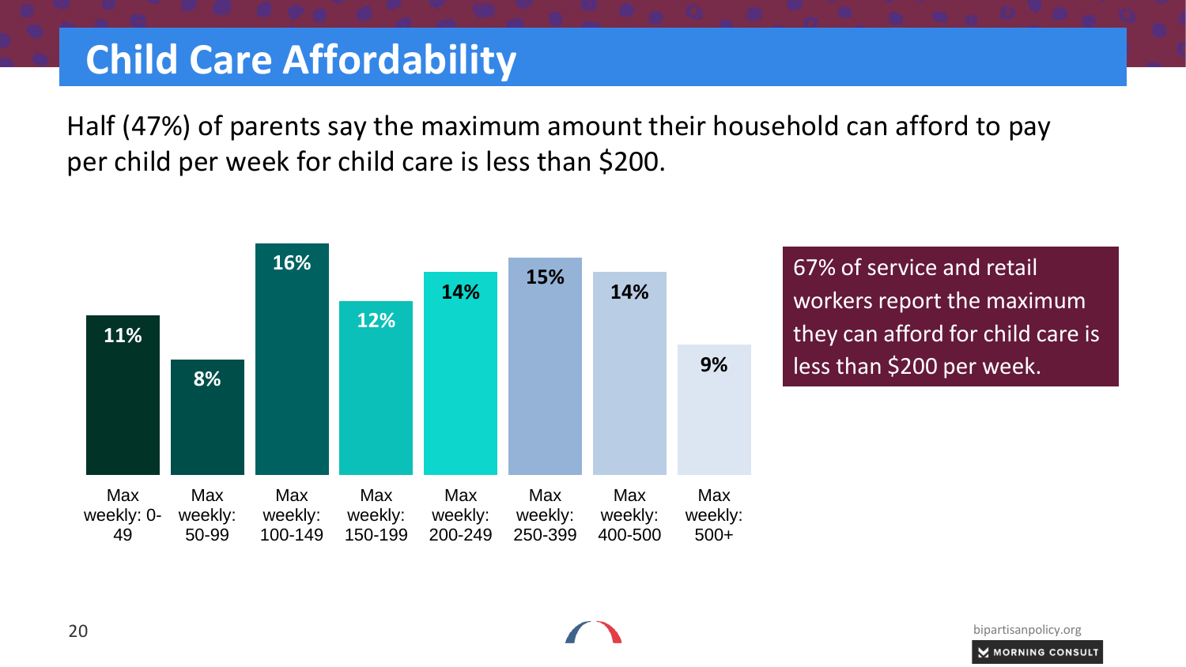# Child Care Affordability

Half (47%) of parents say the maximum amount their household can afford to pay per child per week for child care is less than $200.

| Max weekly: 0-49 | Max weekly: 50-99 | Max weekly: 100-149 | Max weekly: 150-199 | Max weekly: 200-249 | Max weekly: 250-399 | Max weekly: 400-500 | Max weekly: 500+ |
|---|---|---|---|---|---|---|---|
| 11% | 8% | 16% | 12% | 14% | 15% | 14% | 9% |

67% of service and retail workers report the maximum they can afford for child care is less than $200 per week.

bipartisanpolicy.org

MORNING CONSULT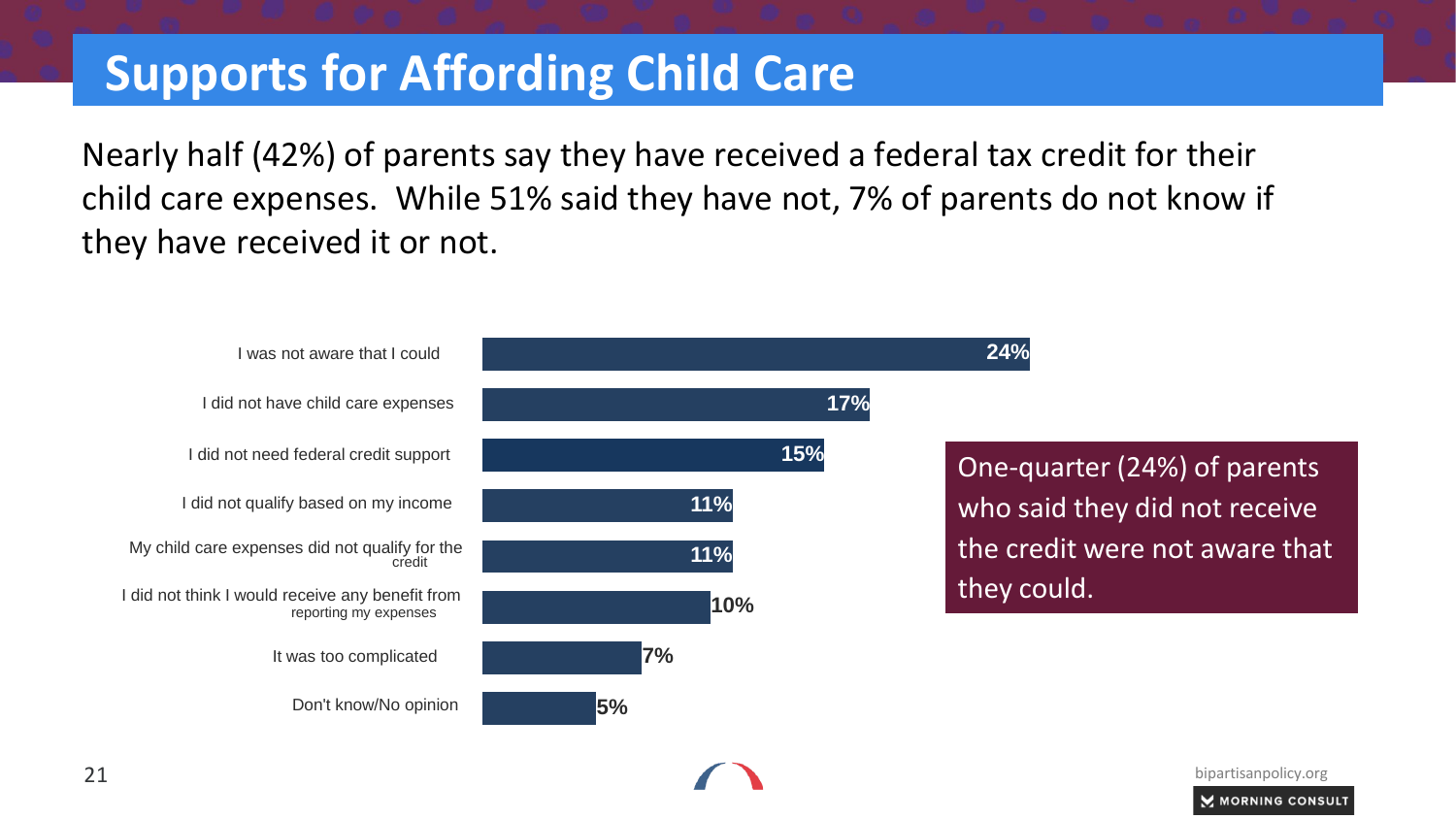# Supports for Affording Child Care

Nearly half (42%) of parents say they have received a federal tax credit for their child care expenses. While 51% said they have not, 7% of parents do not know if they have received it or not.

| Reason | Percent |
| --- | --- |
| I was not aware that I could | 24% |
| I did not have child care expenses | 17% |
| I did not need federal credit support | 15% |
| I did not qualify based on my income | 11% |
| My child care expenses did not qualify for the credit | 11% |
| I did not think I would receive any benefit from reporting my expenses | 10% |
| It was too complicated | 7% |
| Don't know/No opinion | 5% |

One-quarter (24%) of parents who said they did not receive the credit were not aware that they could.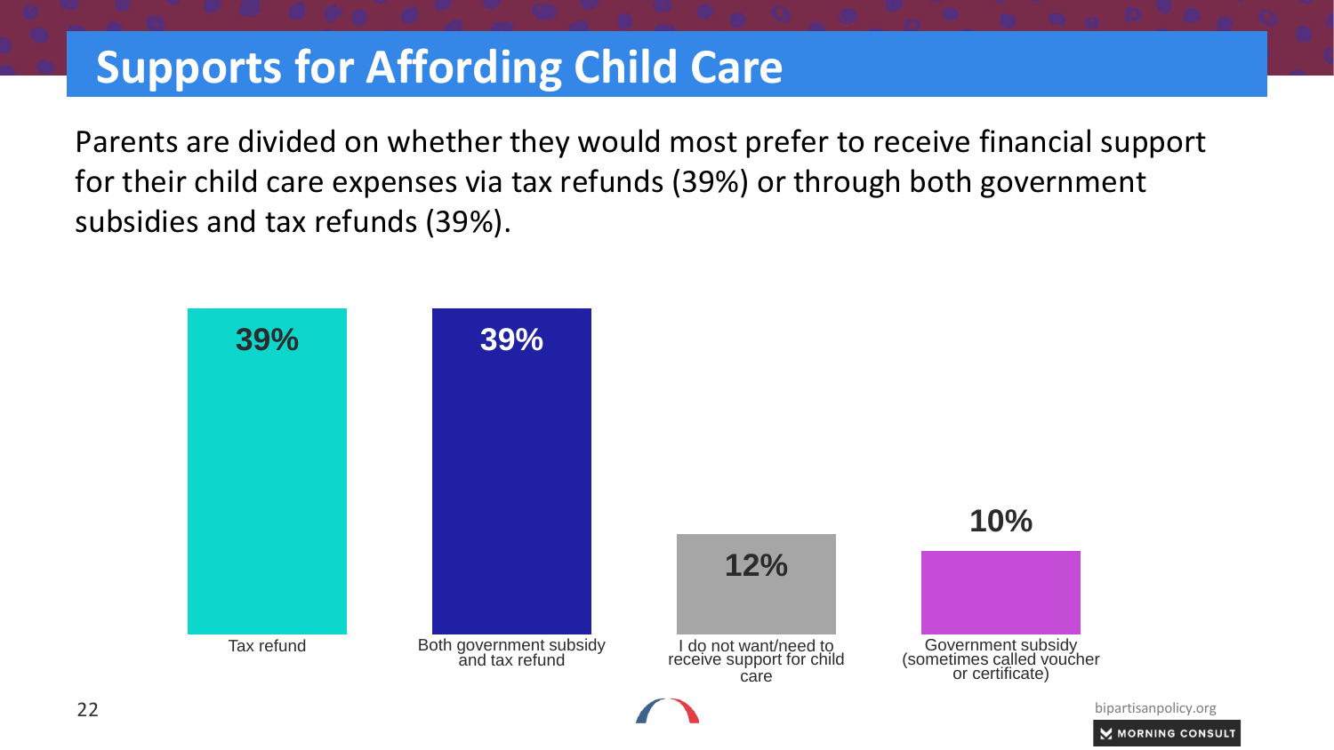# Supports for Affording Child Care

Parents are divided on whether they would most prefer to receive financial support for their child care expenses via tax refunds (39%) or through both government subsidies and tax refunds (39%).

| Response | Percentage |
|---|---|
| Tax refund | 39% |
| Both government subsidy and tax refund | 39% |
| I do not want/need to receive support for child care | 12% |
| Government subsidy (sometimes called voucher or certificate) | 10% |

bipartisanpolicy.org

MORNING CONSULT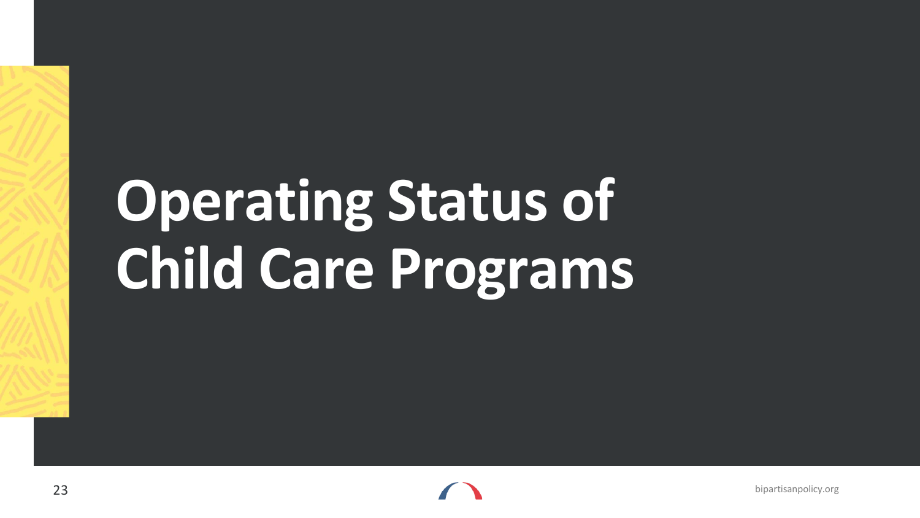# Operating Status of Child Care Programs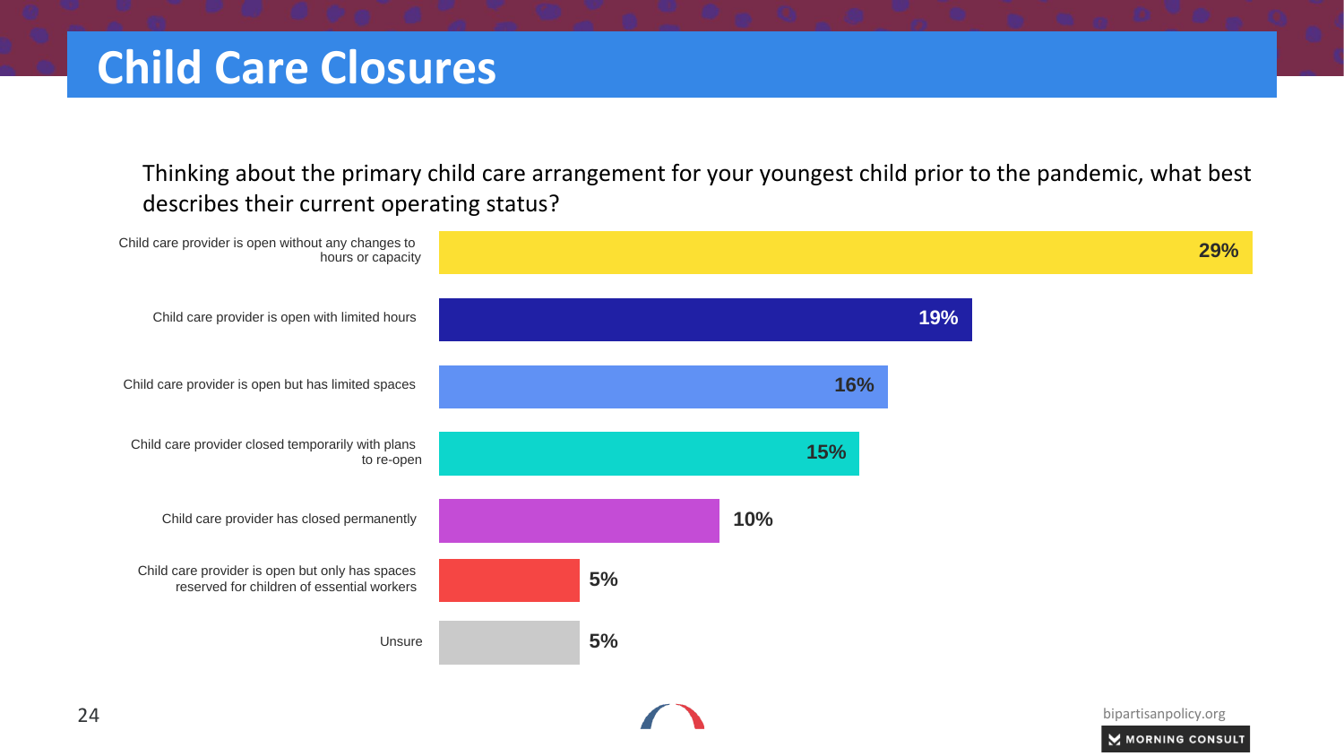# Child Care Closures

Thinking about the primary child care arrangement for your youngest child prior to the pandemic, what best describes their current operating status?

| Response | Percentage |
| --- | --- |
| Child care provider is open without any changes to hours or capacity | 29% |
| Child care provider is open with limited hours | 19% |
| Child care provider is open but has limited spaces | 16% |
| Child care provider closed temporarily with plans to re-open | 15% |
| Child care provider has closed permanently | 10% |
| Child care provider is open but only has spaces reserved for children of essential workers | 5% |
| Unsure | 5% |

bipartisanpolicy.org

MORNING CONSULT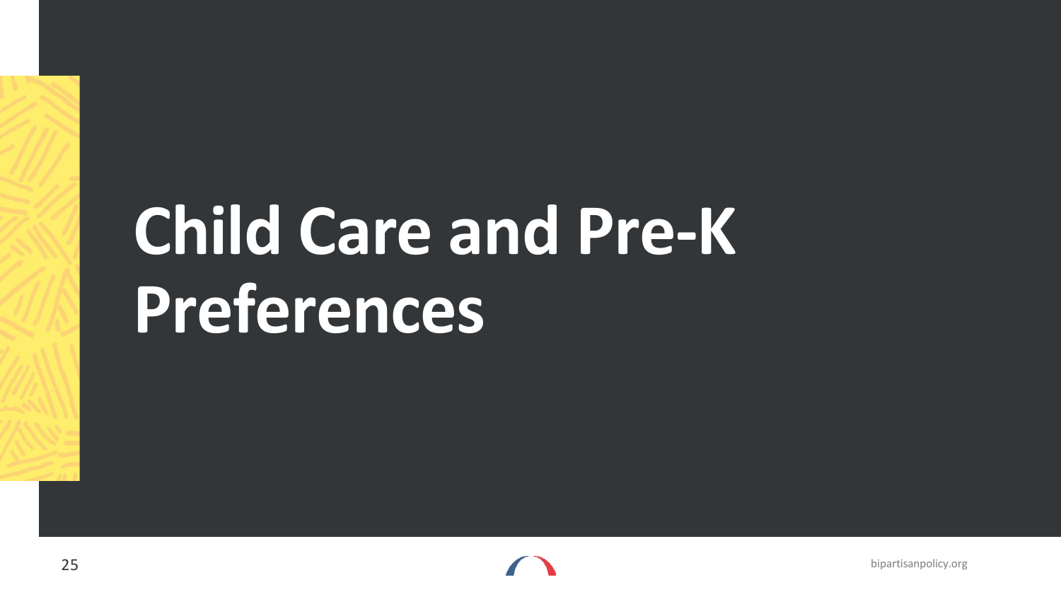# Child Care and Pre-K Preferences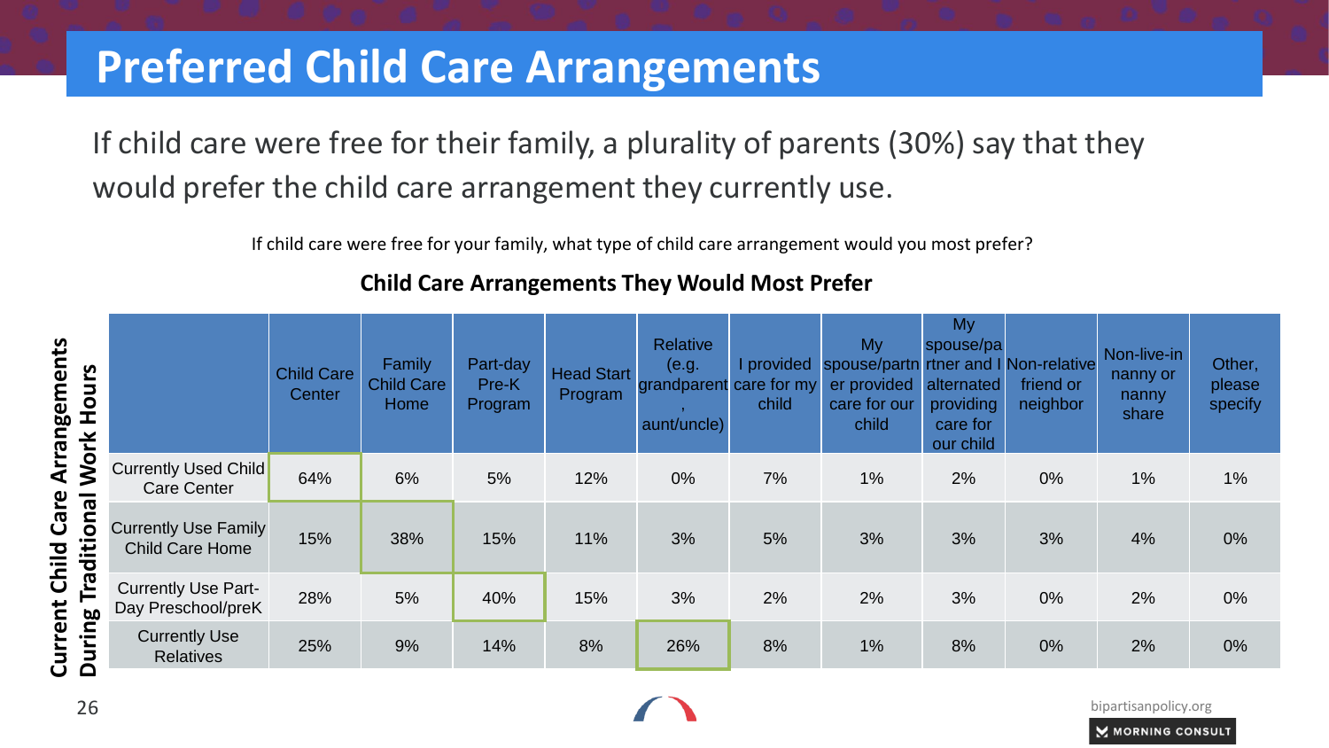# Preferred Child Care Arrangements

If child care were free for their family, a plurality of parents (30%) say that they would prefer the child care arrangement they currently use.

If child care were free for your family, what type of child care arrangement would you most prefer?

**Child Care Arrangements They Would Most Prefer**

**Current Child Care Arrangements During Traditional Work Hours**

| | Child Care Center | Family Child Care Home | Part-day Pre-K Program | Head Start Program | Relative (e.g. grandparent, aunt/uncle) | I provided care for my child | My spouse/partner provided care for our child | My spouse/partner and I alternated providing care for our child | Non-relative friend or neighbor | Non-live-in nanny or nanny share | Other, please specify |
|---|---|---|---|---|---|---|---|---|---|---|---|
| Currently Used Child Care Center | 64% | 6% | 5% | 12% | 0% | 7% | 1% | 2% | 0% | 1% | 1% |
| Currently Use Family Child Care Home | 15% | 38% | 15% | 11% | 3% | 5% | 3% | 3% | 3% | 4% | 0% |
| Currently Use Part-Day Preschool/preK | 28% | 5% | 40% | 15% | 3% | 2% | 2% | 3% | 0% | 2% | 0% |
| Currently Use Relatives | 25% | 9% | 14% | 8% | 26% | 8% | 1% | 8% | 0% | 2% | 0% |

bipartisanpolicy.org

MORNING CONSULT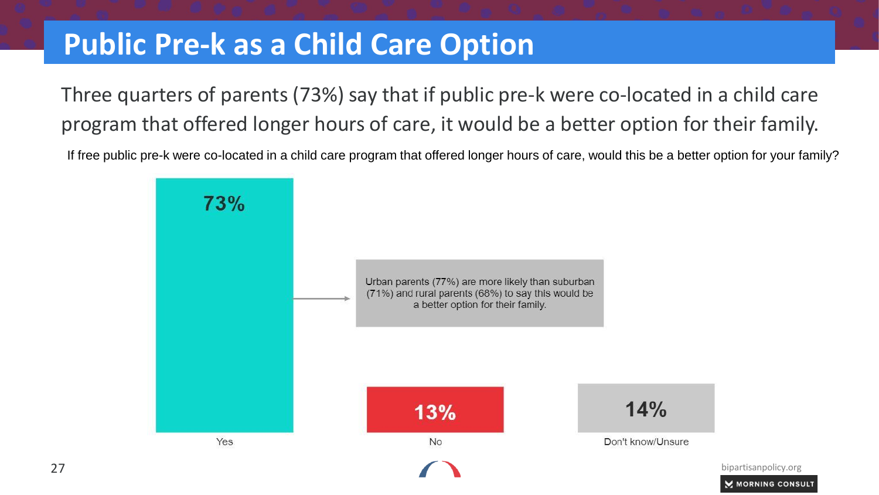# Public Pre-k as a Child Care Option

Three quarters of parents (73%) say that if public pre-k were co-located in a child care program that offered longer hours of care, it would be a better option for their family.

If free public pre-k were co-located in a child care program that offered longer hours of care, would this be a better option for your family?

| Response | Percent |
| --- | --- |
| Yes | 73% |
| No | 13% |
| Don't know/Unsure | 14% |

Urban parents (77%) are more likely than suburban (71%) and rural parents (68%) to say this would be a better option for their family.

bipartisanpolicy.org

MORNING CONSULT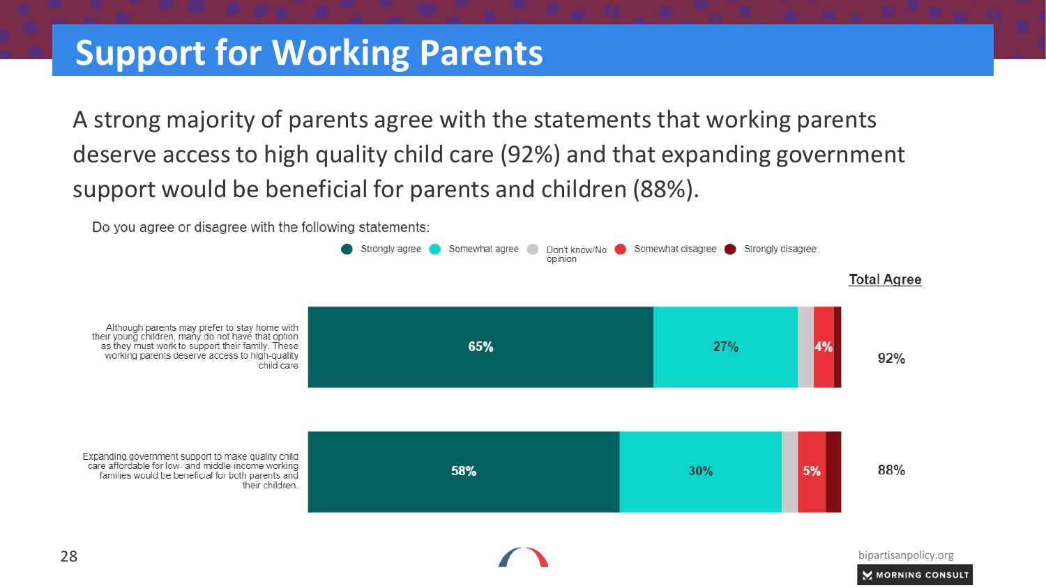# Support for Working Parents

A strong majority of parents agree with the statements that working parents deserve access to high quality child care (92%) and that expanding government support would be beneficial for parents and children (88%).

Do you agree or disagree with the following statements:

| Statement | Strongly agree | Somewhat agree | Don't know/No opinion | Somewhat disagree | Strongly disagree | Total Agree |
|---|---|---|---|---|---|---|
| Although parents may prefer to stay home with their young children, many do not have that option as they must work to support their family. These working parents deserve access to high-quality child care | 65% | 27% | | 4% | | 92% |
| Expanding government support to make quality child care affordable for low- and middle-income working families would be beneficial for both parents and their children. | 58% | 30% | | 5% | | 88% |

bipartisanpolicy.org

MORNING CONSULT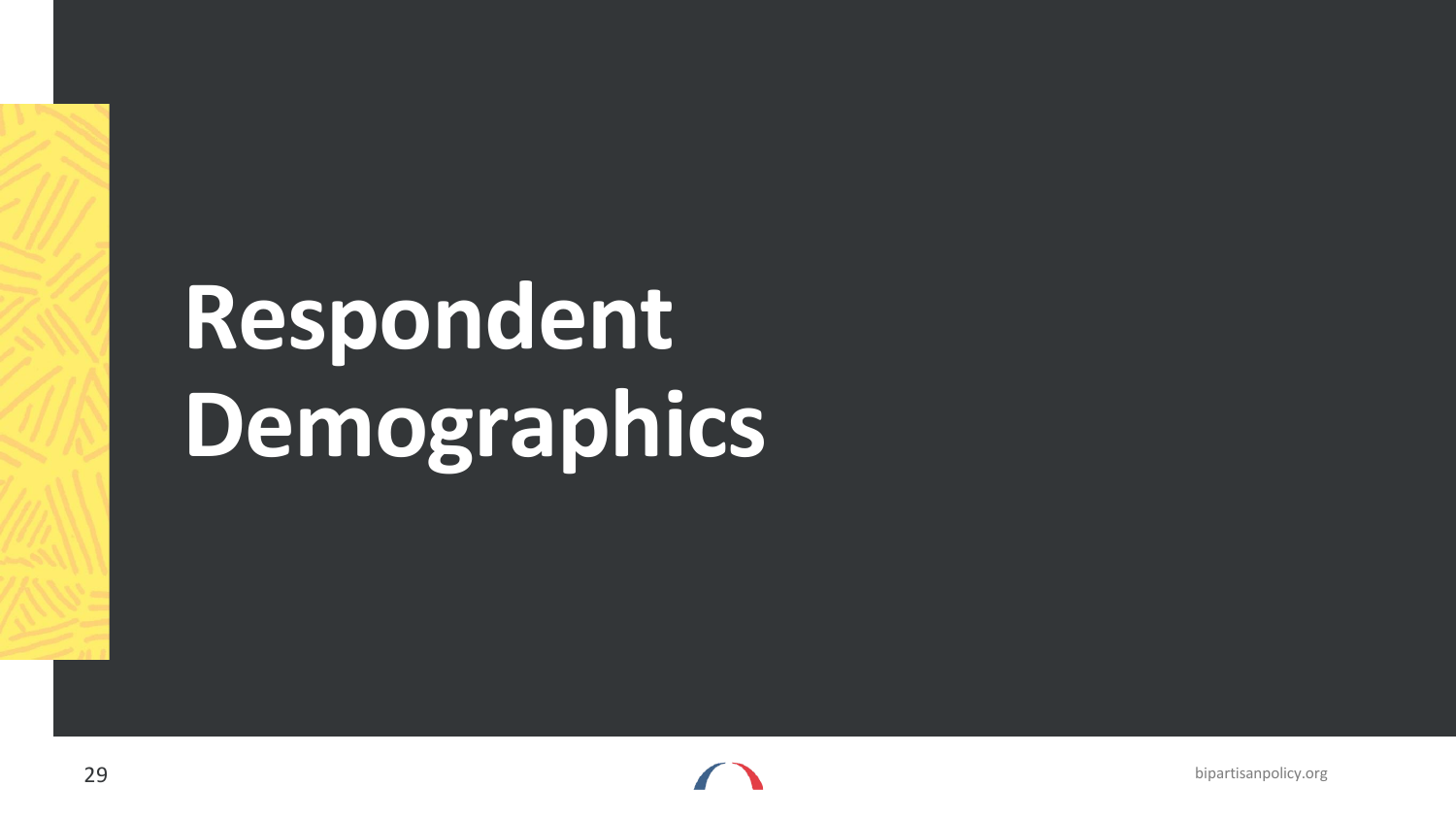# Respondent Demographics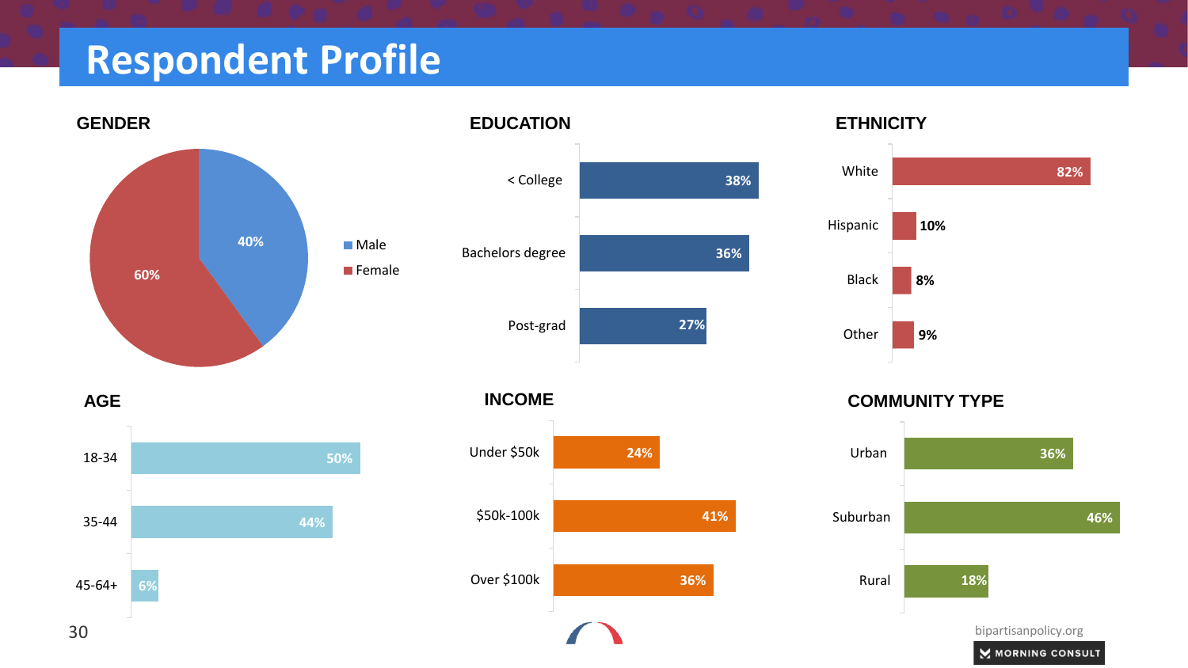# Respondent Profile

## GENDER

| Gender | Percent |
|---|---|
| Male | 40% |
| Female | 60% |

## EDUCATION

| Education | Percent |
|---|---|
| < College | 38% |
| Bachelors degree | 36% |
| Post-grad | 27% |

## ETHNICITY

| Ethnicity | Percent |
|---|---|
| White | 82% |
| Hispanic | 10% |
| Black | 8% |
| Other | 9% |

## AGE

| Age | Percent |
|---|---|
| 18-34 | 50% |
| 35-44 | 44% |
| 45-64+ | 6% |

## INCOME

| Income | Percent |
|---|---|
| Under $50k | 24% |
| $50k-100k | 41% |
| Over $100k | 36% |

## COMMUNITY TYPE

| Community Type | Percent |
|---|---|
| Urban | 36% |
| Suburban | 46% |
| Rural | 18% |

bipartisanpolicy.org

MORNING CONSULT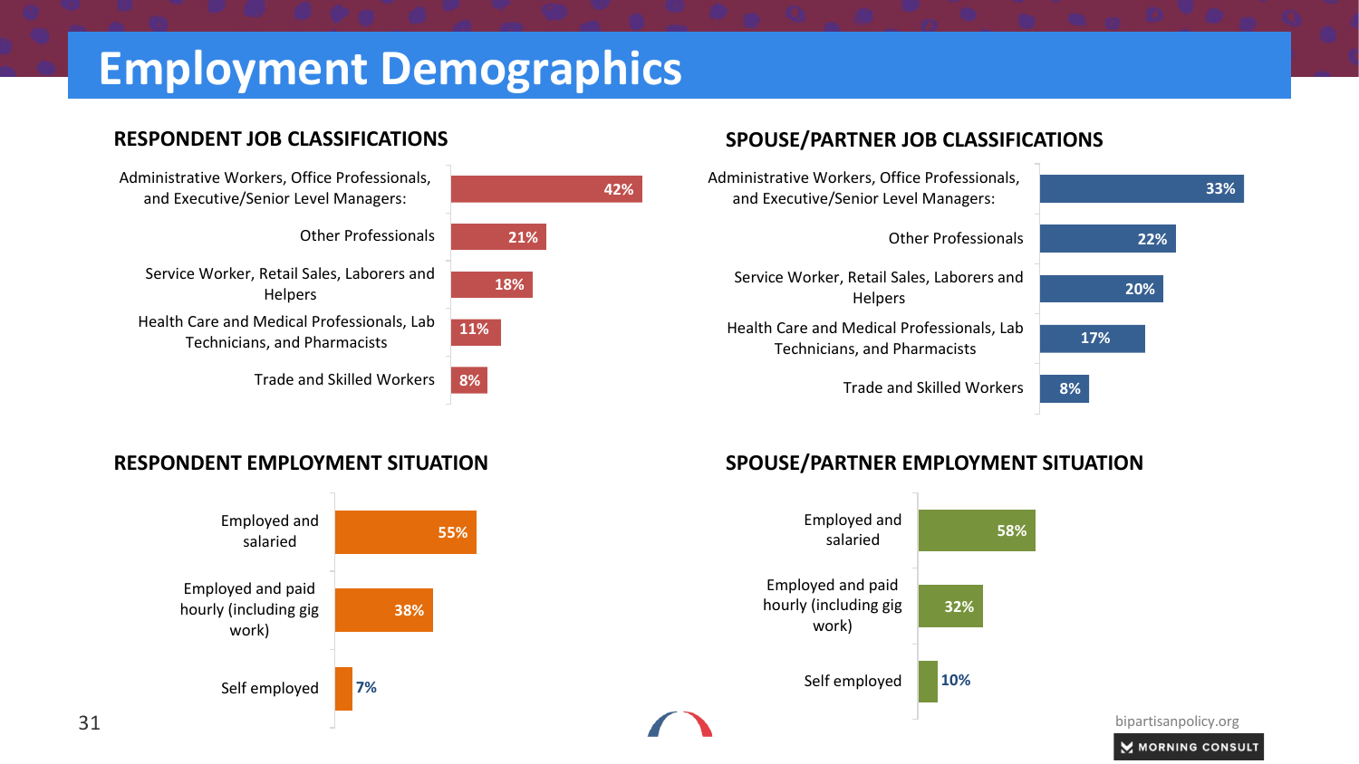# Employment Demographics

## RESPONDENT JOB CLASSIFICATIONS

| Classification | Percent |
|---|---|
| Administrative Workers, Office Professionals, and Executive/Senior Level Managers: | 42% |
| Other Professionals | 21% |
| Service Worker, Retail Sales, Laborers and Helpers | 18% |
| Health Care and Medical Professionals, Lab Technicians, and Pharmacists | 11% |
| Trade and Skilled Workers | 8% |

## SPOUSE/PARTNER JOB CLASSIFICATIONS

| Classification | Percent |
|---|---|
| Administrative Workers, Office Professionals, and Executive/Senior Level Managers: | 33% |
| Other Professionals | 22% |
| Service Worker, Retail Sales, Laborers and Helpers | 20% |
| Health Care and Medical Professionals, Lab Technicians, and Pharmacists | 17% |
| Trade and Skilled Workers | 8% |

## RESPONDENT EMPLOYMENT SITUATION

| Situation | Percent |
|---|---|
| Employed and salaried | 55% |
| Employed and paid hourly (including gig work) | 38% |
| Self employed | 7% |

## SPOUSE/PARTNER EMPLOYMENT SITUATION

| Situation | Percent |
|---|---|
| Employed and salaried | 58% |
| Employed and paid hourly (including gig work) | 32% |
| Self employed | 10% |

bipartisanpolicy.org

MORNING CONSULT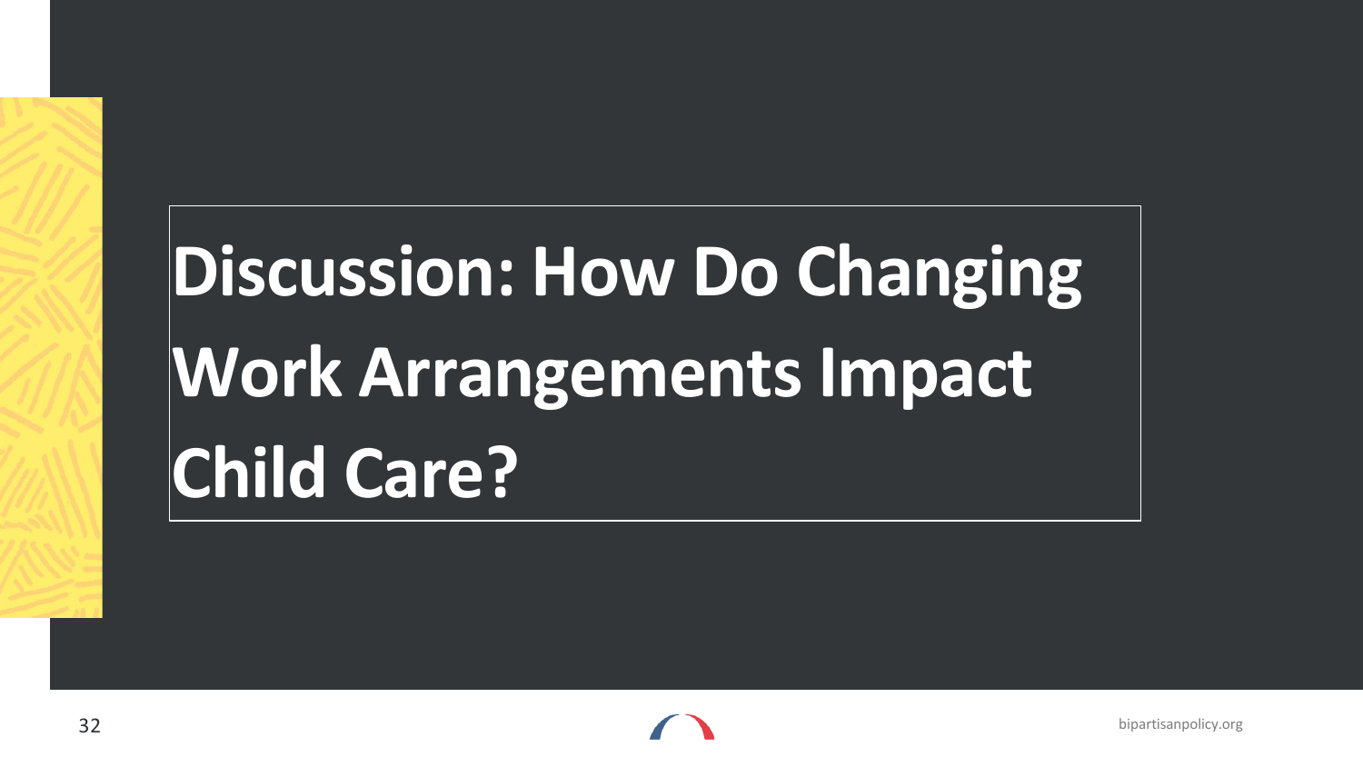# Discussion: How Do Changing Work Arrangements Impact Child Care?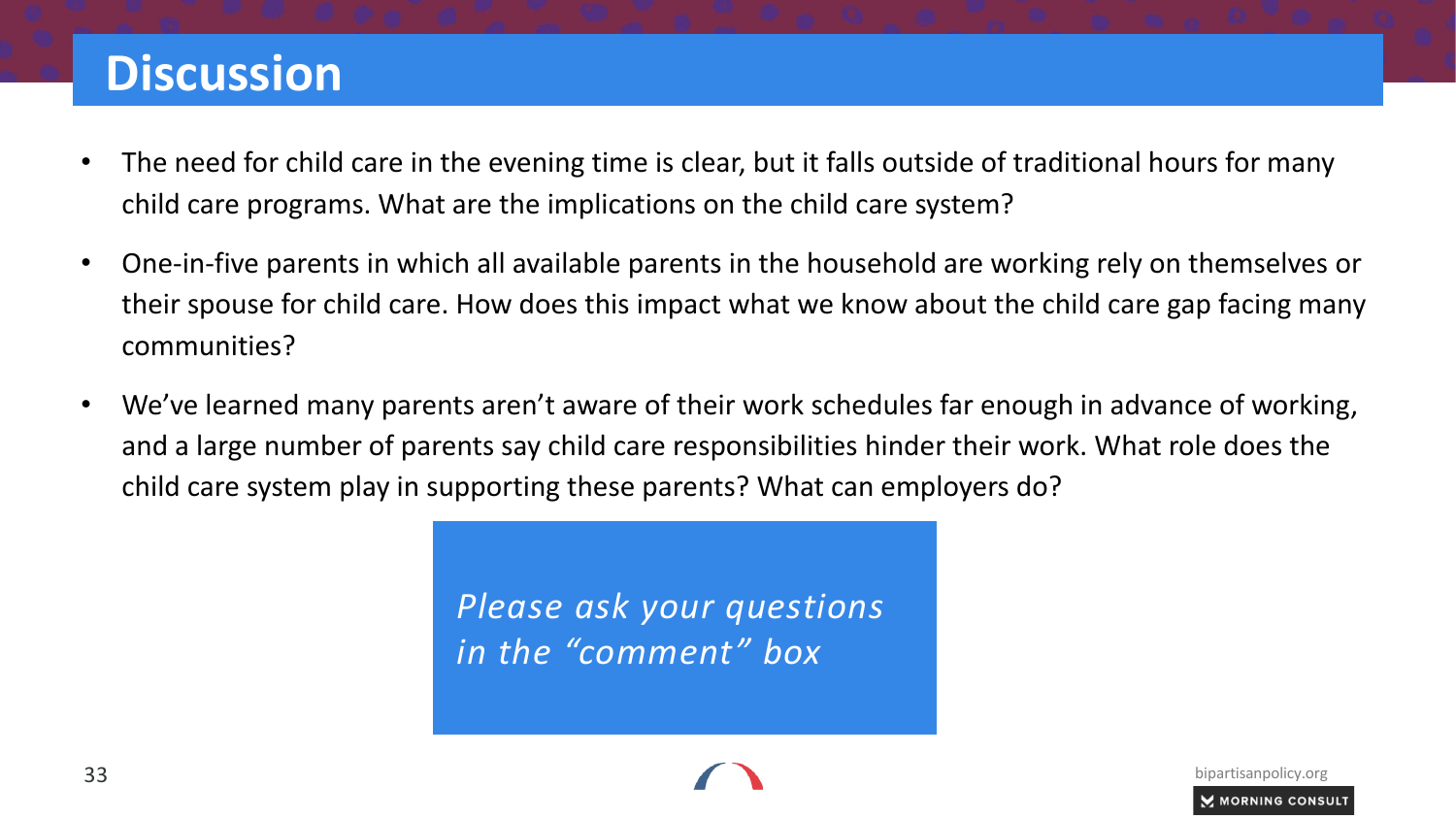# Discussion

- The need for child care in the evening time is clear, but it falls outside of traditional hours for many child care programs. What are the implications on the child care system?
- One-in-five parents in which all available parents in the household are working rely on themselves or their spouse for child care. How does this impact what we know about the child care gap facing many communities?
- We've learned many parents aren't aware of their work schedules far enough in advance of working, and a large number of parents say child care responsibilities hinder their work. What role does the child care system play in supporting these parents? What can employers do?

*Please ask your questions in the "comment" box*